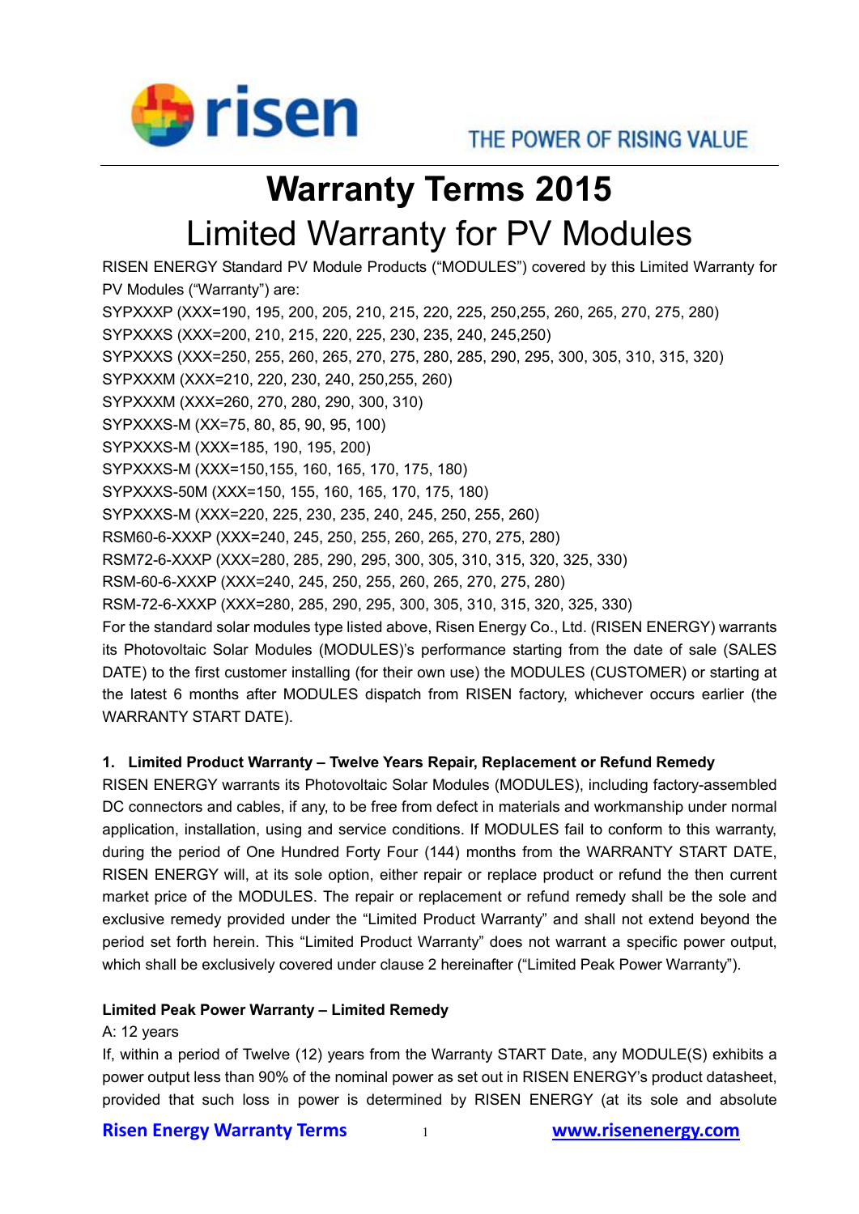risen THE POWER OF RISING VALUE

# Warranty Terms 2015

# Limited Warranty for PV Modules

RISEN ENERGY Standard PV Module Products ("MODULES") covered by this Limited Warranty for PV Modules ("Warranty") are:

SYPXXXP (XXX=190, 195, 200, 205, 210, 215, 220, 225, 250,255, 260, 265, 270, 275, 280)
SYPXXXS (XXX=200, 210, 215, 220, 225, 230, 235, 240, 245,250)
SYPXXXS (XXX=250, 255, 260, 265, 270, 275, 280, 285, 290, 295, 300, 305, 310, 315, 320)
SYPXXXM (XXX=210, 220, 230, 240, 250,255, 260)
SYPXXXM (XXX=260, 270, 280, 290, 300, 310)
SYPXXXS-M (XX=75, 80, 85, 90, 95, 100)
SYPXXXS-M (XXX=185, 190, 195, 200)
SYPXXXS-M (XXX=150,155, 160, 165, 170, 175, 180)
SYPXXXS-50M (XXX=150, 155, 160, 165, 170, 175, 180)
SYPXXXS-M (XXX=220, 225, 230, 235, 240, 245, 250, 255, 260)
RSM60-6-XXXP (XXX=240, 245, 250, 255, 260, 265, 270, 275, 280)
RSM72-6-XXXP (XXX=280, 285, 290, 295, 300, 305, 310, 315, 320, 325, 330)
RSM-60-6-XXXP (XXX=240, 245, 250, 255, 260, 265, 270, 275, 280)
RSM-72-6-XXXP (XXX=280, 285, 290, 295, 300, 305, 310, 315, 320, 325, 330)

For the standard solar modules type listed above, Risen Energy Co., Ltd. (RISEN ENERGY) warrants its Photovoltaic Solar Modules (MODULES)'s performance starting from the date of sale (SALES DATE) to the first customer installing (for their own use) the MODULES (CUSTOMER) or starting at the latest 6 months after MODULES dispatch from RISEN factory, whichever occurs earlier (the WARRANTY START DATE).

**1. Limited Product Warranty – Twelve Years Repair, Replacement or Refund Remedy**

RISEN ENERGY warrants its Photovoltaic Solar Modules (MODULES), including factory-assembled DC connectors and cables, if any, to be free from defect in materials and workmanship under normal application, installation, using and service conditions. If MODULES fail to conform to this warranty, during the period of One Hundred Forty Four (144) months from the WARRANTY START DATE, RISEN ENERGY will, at its sole option, either repair or replace product or refund the then current market price of the MODULES. The repair or replacement or refund remedy shall be the sole and exclusive remedy provided under the "Limited Product Warranty" and shall not extend beyond the period set forth herein. This "Limited Product Warranty" does not warrant a specific power output, which shall be exclusively covered under clause 2 hereinafter ("Limited Peak Power Warranty").

**Limited Peak Power Warranty – Limited Remedy**

A: 12 years

If, within a period of Twelve (12) years from the Warranty START Date, any MODULE(S) exhibits a power output less than 90% of the nominal power as set out in RISEN ENERGY's product datasheet, provided that such loss in power is determined by RISEN ENERGY (at its sole and absolute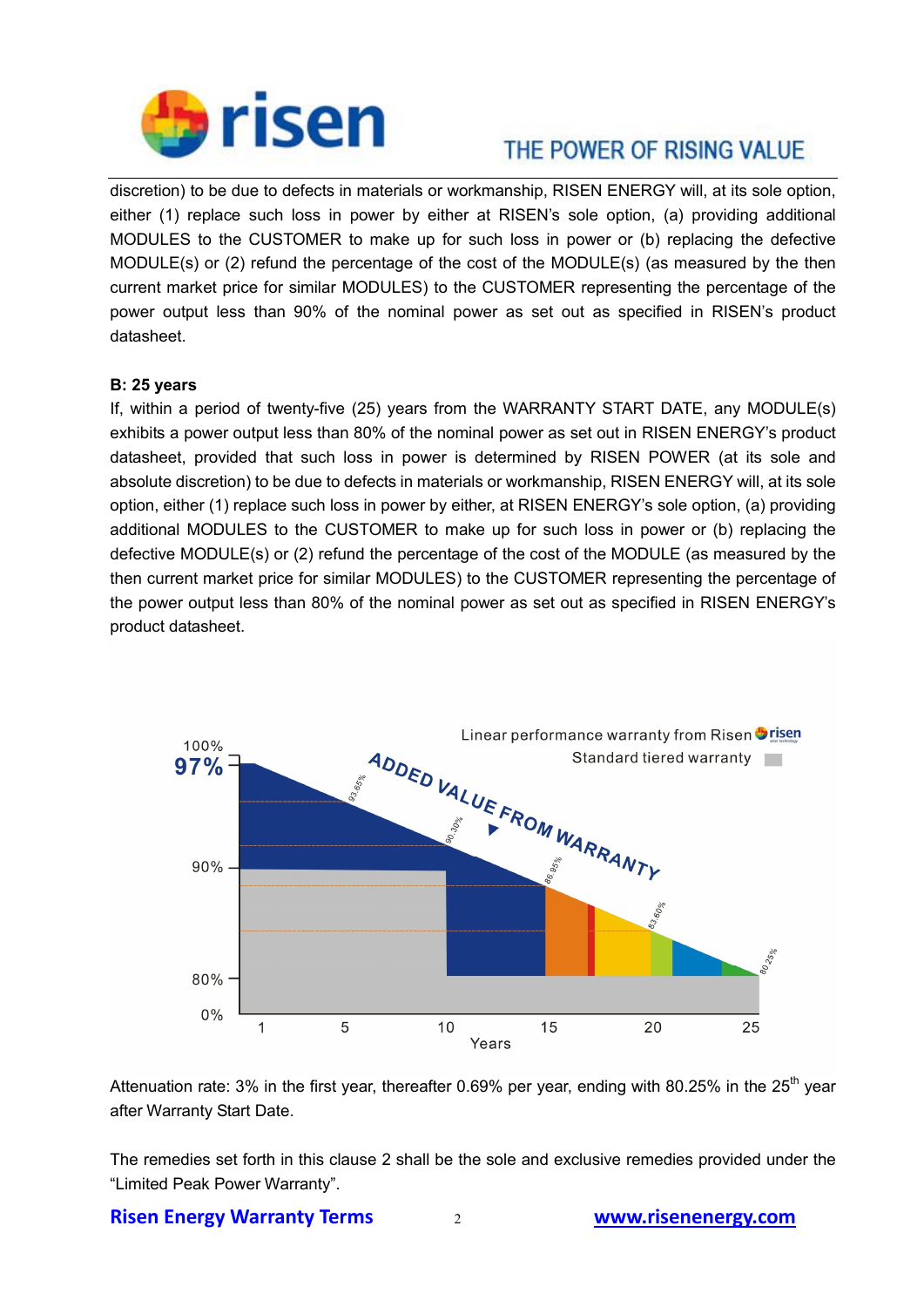discretion) to be due to defects in materials or workmanship, RISEN ENERGY will, at its sole option, either (1) replace such loss in power by either at RISEN's sole option, (a) providing additional MODULES to the CUSTOMER to make up for such loss in power or (b) replacing the defective MODULE(s) or (2) refund the percentage of the cost of the MODULE(s) (as measured by the then current market price for similar MODULES) to the CUSTOMER representing the percentage of the power output less than 90% of the nominal power as set out as specified in RISEN's product datasheet.

**B: 25 years**

If, within a period of twenty-five (25) years from the WARRANTY START DATE, any MODULE(s) exhibits a power output less than 80% of the nominal power as set out in RISEN ENERGY's product datasheet, provided that such loss in power is determined by RISEN POWER (at its sole and absolute discretion) to be due to defects in materials or workmanship, RISEN ENERGY will, at its sole option, either (1) replace such loss in power by either, at RISEN ENERGY's sole option, (a) providing additional MODULES to the CUSTOMER to make up for such loss in power or (b) replacing the defective MODULE(s) or (2) refund the percentage of the cost of the MODULE (as measured by the then current market price for similar MODULES) to the CUSTOMER representing the percentage of the power output less than 80% of the nominal power as set out as specified in RISEN ENERGY's product datasheet.

Attenuation rate: 3% in the first year, thereafter 0.69% per year, ending with 80.25% in the 25th year after Warranty Start Date.

The remedies set forth in this clause 2 shall be the sole and exclusive remedies provided under the "Limited Peak Power Warranty".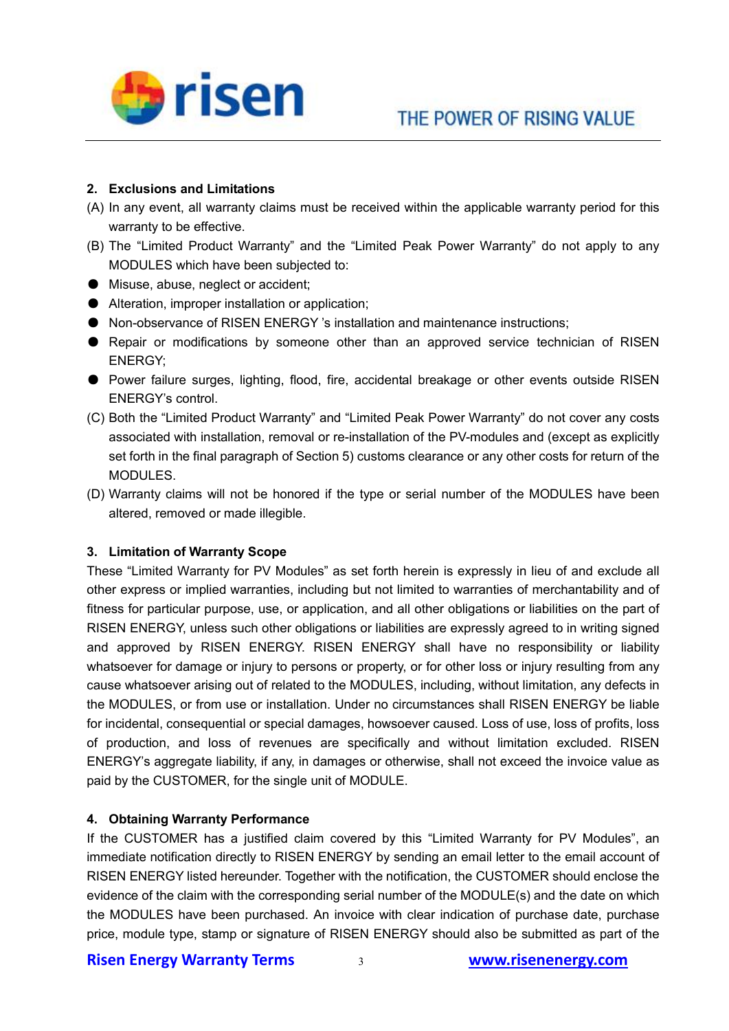## 2. Exclusions and Limitations

(A) In any event, all warranty claims must be received within the applicable warranty period for this warranty to be effective.

(B) The "Limited Product Warranty" and the "Limited Peak Power Warranty" do not apply to any MODULES which have been subjected to:

- Misuse, abuse, neglect or accident;
- Alteration, improper installation or application;
- Non-observance of RISEN ENERGY 's installation and maintenance instructions;
- Repair or modifications by someone other than an approved service technician of RISEN ENERGY;
- Power failure surges, lighting, flood, fire, accidental breakage or other events outside RISEN ENERGY's control.

(C) Both the "Limited Product Warranty" and "Limited Peak Power Warranty" do not cover any costs associated with installation, removal or re-installation of the PV-modules and (except as explicitly set forth in the final paragraph of Section 5) customs clearance or any other costs for return of the MODULES.

(D) Warranty claims will not be honored if the type or serial number of the MODULES have been altered, removed or made illegible.

## 3. Limitation of Warranty Scope

These "Limited Warranty for PV Modules" as set forth herein is expressly in lieu of and exclude all other express or implied warranties, including but not limited to warranties of merchantability and of fitness for particular purpose, use, or application, and all other obligations or liabilities on the part of RISEN ENERGY, unless such other obligations or liabilities are expressly agreed to in writing signed and approved by RISEN ENERGY. RISEN ENERGY shall have no responsibility or liability whatsoever for damage or injury to persons or property, or for other loss or injury resulting from any cause whatsoever arising out of related to the MODULES, including, without limitation, any defects in the MODULES, or from use or installation. Under no circumstances shall RISEN ENERGY be liable for incidental, consequential or special damages, howsoever caused. Loss of use, loss of profits, loss of production, and loss of revenues are specifically and without limitation excluded. RISEN ENERGY's aggregate liability, if any, in damages or otherwise, shall not exceed the invoice value as paid by the CUSTOMER, for the single unit of MODULE.

## 4. Obtaining Warranty Performance

If the CUSTOMER has a justified claim covered by this "Limited Warranty for PV Modules", an immediate notification directly to RISEN ENERGY by sending an email letter to the email account of RISEN ENERGY listed hereunder. Together with the notification, the CUSTOMER should enclose the evidence of the claim with the corresponding serial number of the MODULE(s) and the date on which the MODULES have been purchased. An invoice with clear indication of purchase date, purchase price, module type, stamp or signature of RISEN ENERGY should also be submitted as part of the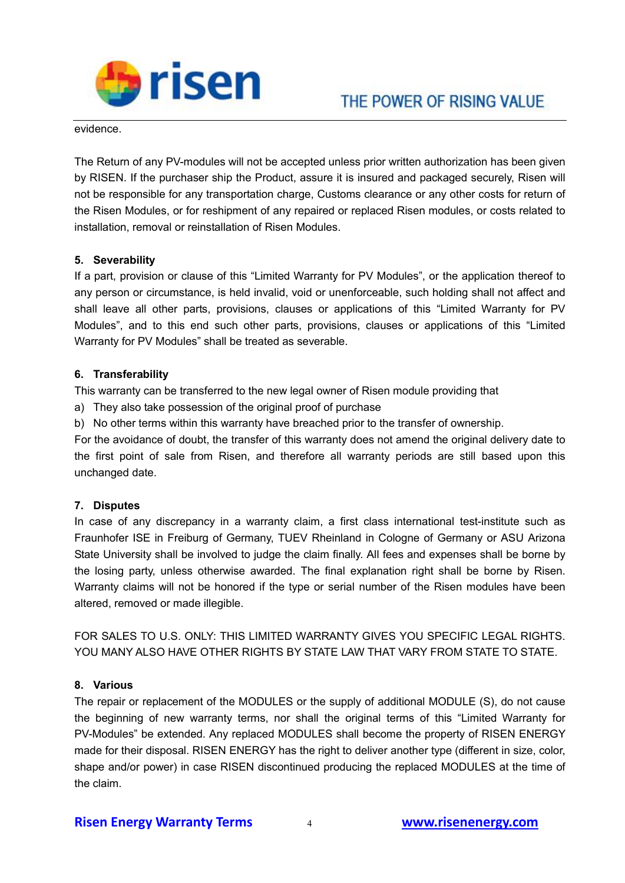evidence.

The Return of any PV-modules will not be accepted unless prior written authorization has been given by RISEN. If the purchaser ship the Product, assure it is insured and packaged securely, Risen will not be responsible for any transportation charge, Customs clearance or any other costs for return of the Risen Modules, or for reshipment of any repaired or replaced Risen modules, or costs related to installation, removal or reinstallation of Risen Modules.

### 5. Severability

If a part, provision or clause of this “Limited Warranty for PV Modules”, or the application thereof to any person or circumstance, is held invalid, void or unenforceable, such holding shall not affect and shall leave all other parts, provisions, clauses or applications of this “Limited Warranty for PV Modules”, and to this end such other parts, provisions, clauses or applications of this “Limited Warranty for PV Modules” shall be treated as severable.

### 6. Transferability

This warranty can be transferred to the new legal owner of Risen module providing that

a) They also take possession of the original proof of purchase
b) No other terms within this warranty have breached prior to the transfer of ownership.

For the avoidance of doubt, the transfer of this warranty does not amend the original delivery date to the first point of sale from Risen, and therefore all warranty periods are still based upon this unchanged date.

### 7. Disputes

In case of any discrepancy in a warranty claim, a first class international test-institute such as Fraunhofer ISE in Freiburg of Germany, TUEV Rheinland in Cologne of Germany or ASU Arizona State University shall be involved to judge the claim finally. All fees and expenses shall be borne by the losing party, unless otherwise awarded. The final explanation right shall be borne by Risen. Warranty claims will not be honored if the type or serial number of the Risen modules have been altered, removed or made illegible.

FOR SALES TO U.S. ONLY: THIS LIMITED WARRANTY GIVES YOU SPECIFIC LEGAL RIGHTS. YOU MANY ALSO HAVE OTHER RIGHTS BY STATE LAW THAT VARY FROM STATE TO STATE.

### 8. Various

The repair or replacement of the MODULES or the supply of additional MODULE (S), do not cause the beginning of new warranty terms, nor shall the original terms of this “Limited Warranty for PV-Modules” be extended. Any replaced MODULES shall become the property of RISEN ENERGY made for their disposal. RISEN ENERGY has the right to deliver another type (different in size, color, shape and/or power) in case RISEN discontinued producing the replaced MODULES at the time of the claim.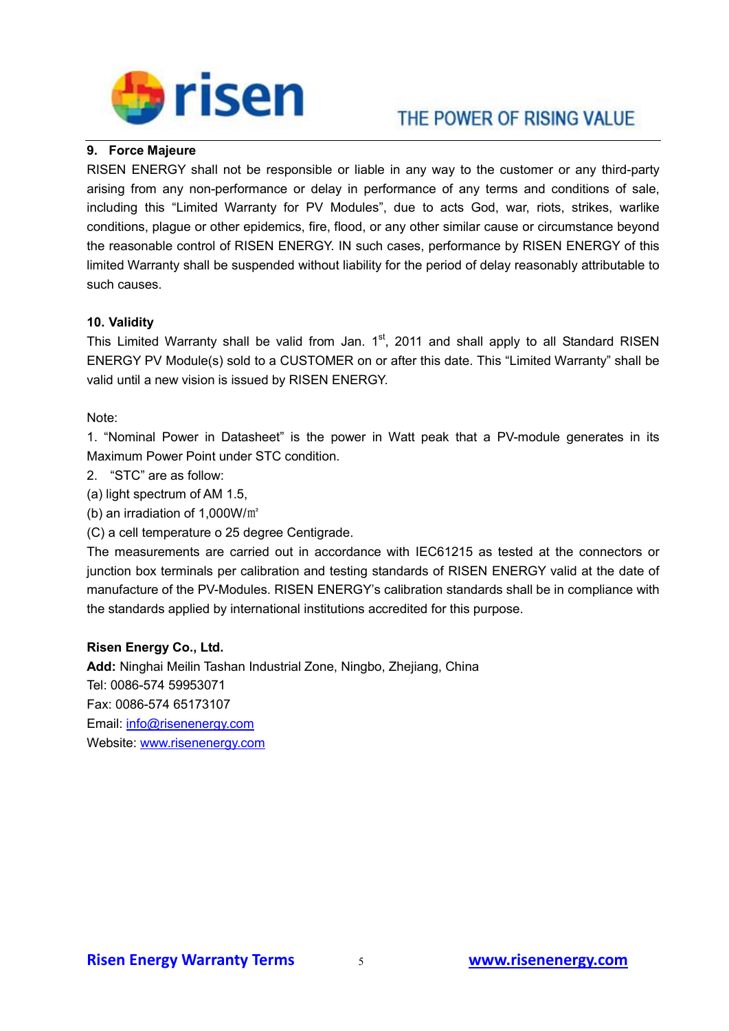## 9. Force Majeure

RISEN ENERGY shall not be responsible or liable in any way to the customer or any third-party arising from any non-performance or delay in performance of any terms and conditions of sale, including this "Limited Warranty for PV Modules", due to acts God, war, riots, strikes, warlike conditions, plague or other epidemics, fire, flood, or any other similar cause or circumstance beyond the reasonable control of RISEN ENERGY. IN such cases, performance by RISEN ENERGY of this limited Warranty shall be suspended without liability for the period of delay reasonably attributable to such causes.

## 10. Validity

This Limited Warranty shall be valid from Jan. 1st, 2011 and shall apply to all Standard RISEN ENERGY PV Module(s) sold to a CUSTOMER on or after this date. This "Limited Warranty" shall be valid until a new vision is issued by RISEN ENERGY.

Note:

1. "Nominal Power in Datasheet" is the power in Watt peak that a PV-module generates in its Maximum Power Point under STC condition.
2. "STC" are as follow:

(a) light spectrum of AM 1.5,

(b) an irradiation of 1,000W/㎡

(C) a cell temperature o 25 degree Centigrade.

The measurements are carried out in accordance with IEC61215 as tested at the connectors or junction box terminals per calibration and testing standards of RISEN ENERGY valid at the date of manufacture of the PV-Modules. RISEN ENERGY's calibration standards shall be in compliance with the standards applied by international institutions accredited for this purpose.

**Risen Energy Co., Ltd.**

**Add:** Ninghai Meilin Tashan Industrial Zone, Ningbo, Zhejiang, China

Tel: 0086-574 59953071

Fax: 0086-574 65173107

Email: info@risenenergy.com

Website: www.risenenergy.com